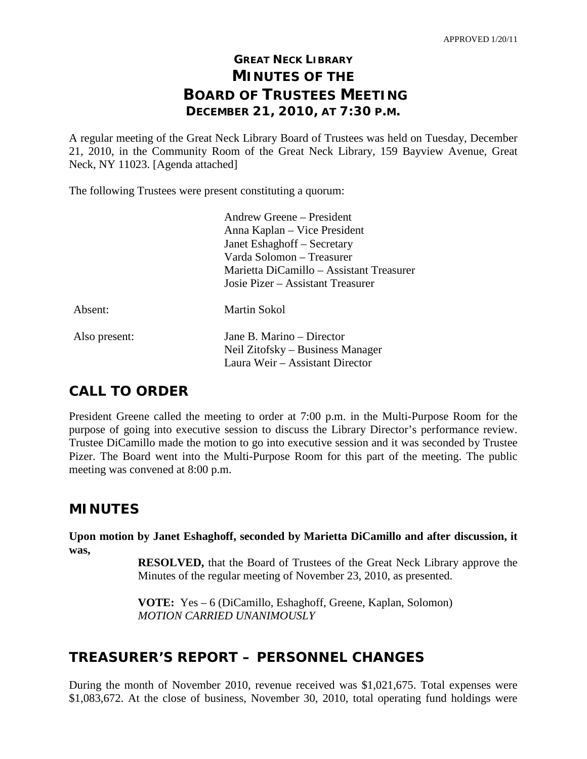APPROVED 1/20/11

# GREAT NECK LIBRARY
# MINUTES OF THE
# BOARD OF TRUSTEES MEETING
## DECEMBER 21, 2010, AT 7:30 P.M.

A regular meeting of the Great Neck Library Board of Trustees was held on Tuesday, December 21, 2010, in the Community Room of the Great Neck Library, 159 Bayview Avenue, Great Neck, NY 11023. [Agenda attached]

The following Trustees were present constituting a quorum:

| | |
|---|---|
| | Andrew Greene – President |
| | Anna Kaplan – Vice President |
| | Janet Eshaghoff – Secretary |
| | Varda Solomon – Treasurer |
| | Marietta DiCamillo – Assistant Treasurer |
| | Josie Pizer – Assistant Treasurer |
| Absent: | Martin Sokol |
| Also present: | Jane B. Marino – Director |
| | Neil Zitofsky – Business Manager |
| | Laura Weir – Assistant Director |

## CALL TO ORDER

President Greene called the meeting to order at 7:00 p.m. in the Multi-Purpose Room for the purpose of going into executive session to discuss the Library Director's performance review. Trustee DiCamillo made the motion to go into executive session and it was seconded by Trustee Pizer. The Board went into the Multi-Purpose Room for this part of the meeting. The public meeting was convened at 8:00 p.m.

## MINUTES

**Upon motion by Janet Eshaghoff, seconded by Marietta DiCamillo and after discussion, it was,**

> **RESOLVED,** that the Board of Trustees of the Great Neck Library approve the Minutes of the regular meeting of November 23, 2010, as presented.
>
> **VOTE:** Yes – 6 (DiCamillo, Eshaghoff, Greene, Kaplan, Solomon)
> *MOTION CARRIED UNANIMOUSLY*

## TREASURER'S REPORT – PERSONNEL CHANGES

During the month of November 2010, revenue received was $1,021,675. Total expenses were $1,083,672. At the close of business, November 30, 2010, total operating fund holdings were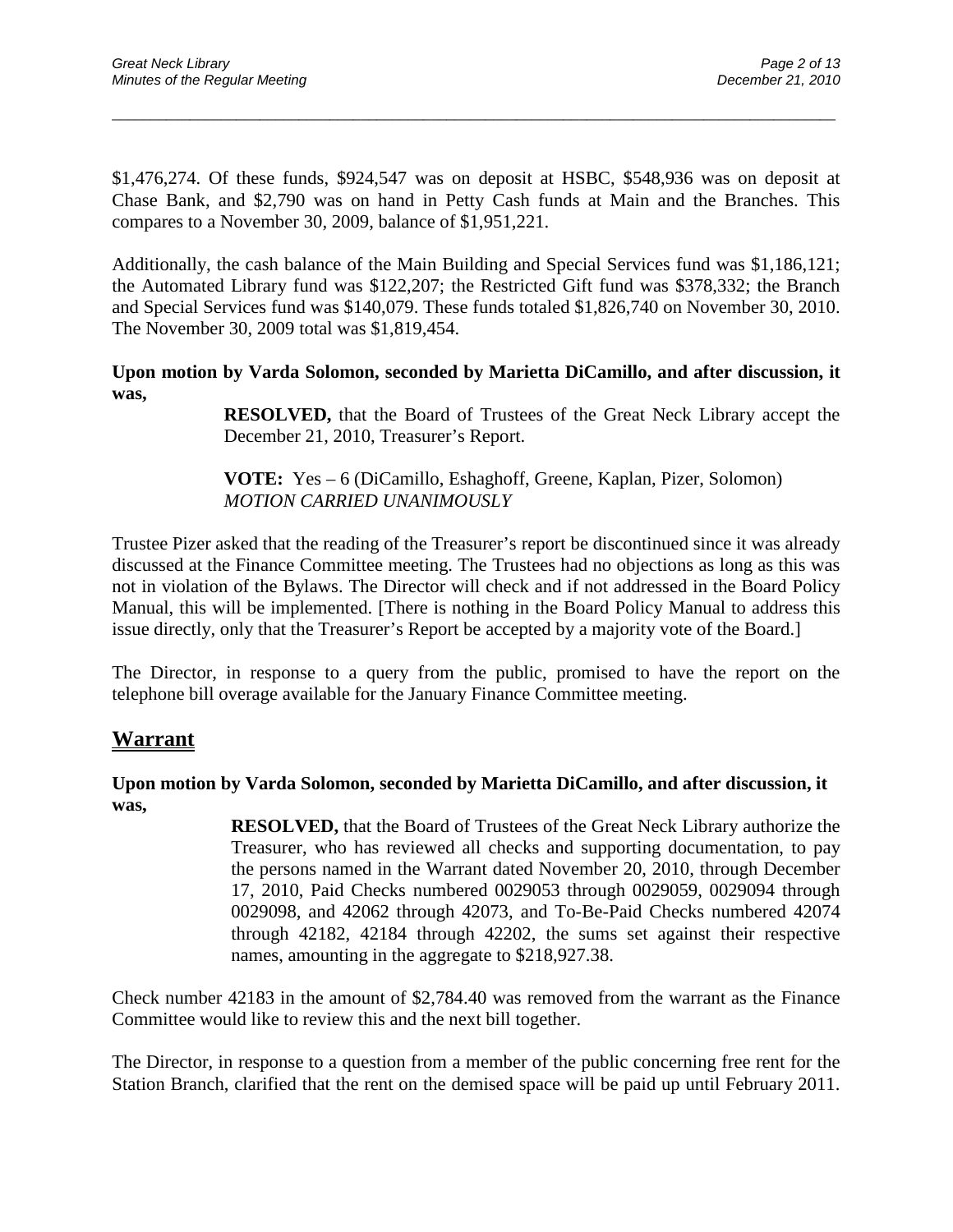$1,476,274. Of these funds, $924,547 was on deposit at HSBC, $548,936 was on deposit at Chase Bank, and $2,790 was on hand in Petty Cash funds at Main and the Branches. This compares to a November 30, 2009, balance of $1,951,221.

Additionally, the cash balance of the Main Building and Special Services fund was $1,186,121; the Automated Library fund was $122,207; the Restricted Gift fund was $378,332; the Branch and Special Services fund was $140,079. These funds totaled $1,826,740 on November 30, 2010. The November 30, 2009 total was $1,819,454.

**Upon motion by Varda Solomon, seconded by Marietta DiCamillo, and after discussion, it was,**

> **RESOLVED,** that the Board of Trustees of the Great Neck Library accept the December 21, 2010, Treasurer's Report.
>
> **VOTE:** Yes – 6 (DiCamillo, Eshaghoff, Greene, Kaplan, Pizer, Solomon)
> *MOTION CARRIED UNANIMOUSLY*

Trustee Pizer asked that the reading of the Treasurer's report be discontinued since it was already discussed at the Finance Committee meeting. The Trustees had no objections as long as this was not in violation of the Bylaws. The Director will check and if not addressed in the Board Policy Manual, this will be implemented. [There is nothing in the Board Policy Manual to address this issue directly, only that the Treasurer's Report be accepted by a majority vote of the Board.]

The Director, in response to a query from the public, promised to have the report on the telephone bill overage available for the January Finance Committee meeting.

## Warrant

**Upon motion by Varda Solomon, seconded by Marietta DiCamillo, and after discussion, it was,**

> **RESOLVED,** that the Board of Trustees of the Great Neck Library authorize the Treasurer, who has reviewed all checks and supporting documentation, to pay the persons named in the Warrant dated November 20, 2010, through December 17, 2010, Paid Checks numbered 0029053 through 0029059, 0029094 through 0029098, and 42062 through 42073, and To-Be-Paid Checks numbered 42074 through 42182, 42184 through 42202, the sums set against their respective names, amounting in the aggregate to $218,927.38.

Check number 42183 in the amount of $2,784.40 was removed from the warrant as the Finance Committee would like to review this and the next bill together.

The Director, in response to a question from a member of the public concerning free rent for the Station Branch, clarified that the rent on the demised space will be paid up until February 2011.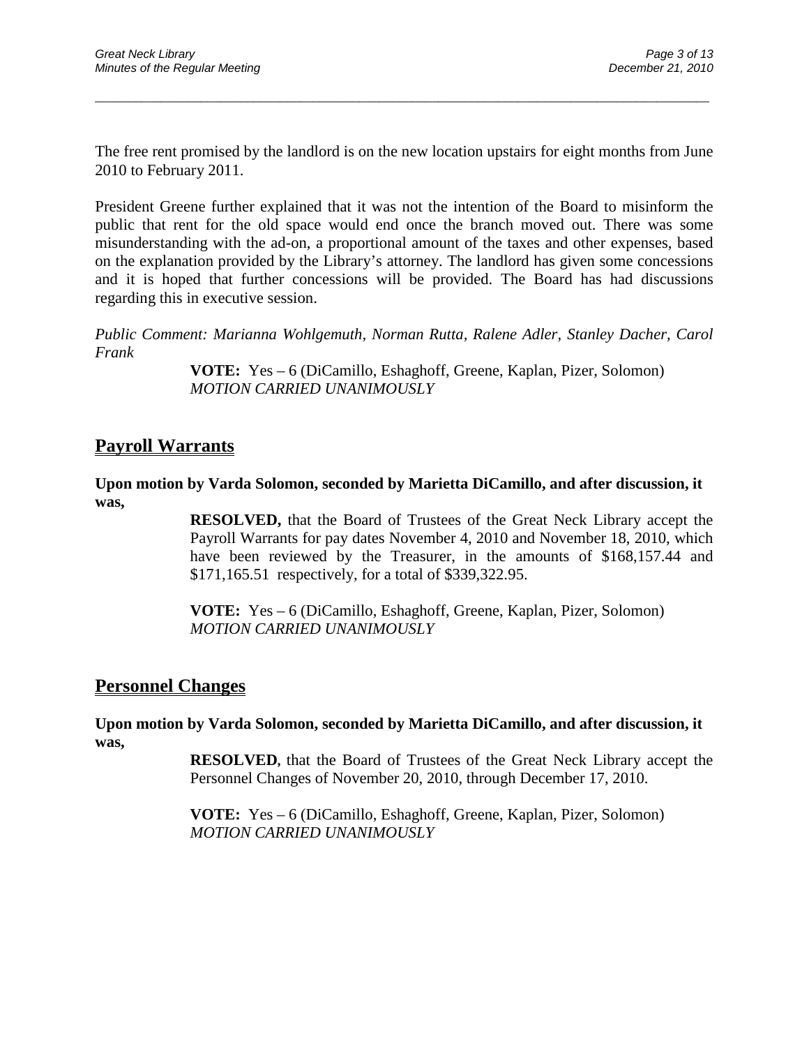The free rent promised by the landlord is on the new location upstairs for eight months from June 2010 to February 2011.

President Greene further explained that it was not the intention of the Board to misinform the public that rent for the old space would end once the branch moved out. There was some misunderstanding with the ad-on, a proportional amount of the taxes and other expenses, based on the explanation provided by the Library's attorney. The landlord has given some concessions and it is hoped that further concessions will be provided. The Board has had discussions regarding this in executive session.

*Public Comment: Marianna Wohlgemuth, Norman Rutta, Ralene Adler, Stanley Dacher, Carol Frank*

> **VOTE:** Yes – 6 (DiCamillo, Eshaghoff, Greene, Kaplan, Pizer, Solomon)
> *MOTION CARRIED UNANIMOUSLY*

## Payroll Warrants

**Upon motion by Varda Solomon, seconded by Marietta DiCamillo, and after discussion, it was,**

> **RESOLVED,** that the Board of Trustees of the Great Neck Library accept the Payroll Warrants for pay dates November 4, 2010 and November 18, 2010, which have been reviewed by the Treasurer, in the amounts of $168,157.44 and $171,165.51 respectively, for a total of $339,322.95.
>
> **VOTE:** Yes – 6 (DiCamillo, Eshaghoff, Greene, Kaplan, Pizer, Solomon)
> *MOTION CARRIED UNANIMOUSLY*

## Personnel Changes

**Upon motion by Varda Solomon, seconded by Marietta DiCamillo, and after discussion, it was,**

> **RESOLVED**, that the Board of Trustees of the Great Neck Library accept the Personnel Changes of November 20, 2010, through December 17, 2010.
>
> **VOTE:** Yes – 6 (DiCamillo, Eshaghoff, Greene, Kaplan, Pizer, Solomon)
> *MOTION CARRIED UNANIMOUSLY*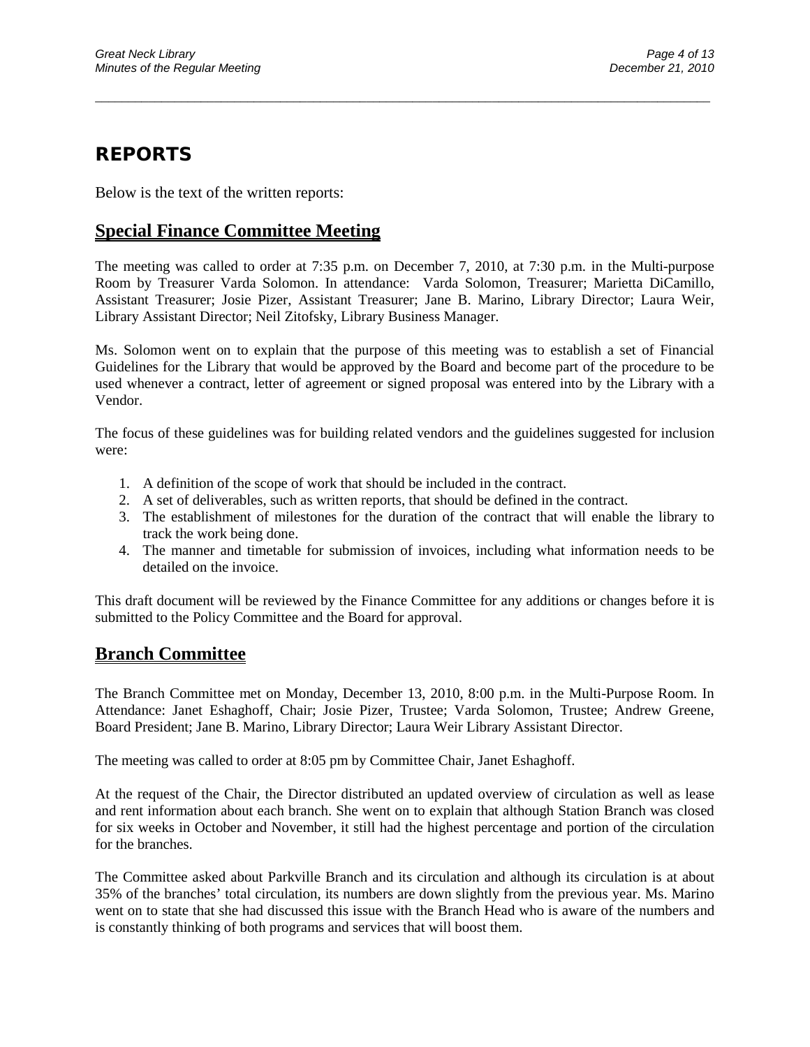# REPORTS

Below is the text of the written reports:

## Special Finance Committee Meeting

The meeting was called to order at 7:35 p.m. on December 7, 2010, at 7:30 p.m. in the Multi-purpose Room by Treasurer Varda Solomon. In attendance: Varda Solomon, Treasurer; Marietta DiCamillo, Assistant Treasurer; Josie Pizer, Assistant Treasurer; Jane B. Marino, Library Director; Laura Weir, Library Assistant Director; Neil Zitofsky, Library Business Manager.

Ms. Solomon went on to explain that the purpose of this meeting was to establish a set of Financial Guidelines for the Library that would be approved by the Board and become part of the procedure to be used whenever a contract, letter of agreement or signed proposal was entered into by the Library with a Vendor.

The focus of these guidelines was for building related vendors and the guidelines suggested for inclusion were:

1. A definition of the scope of work that should be included in the contract.
2. A set of deliverables, such as written reports, that should be defined in the contract.
3. The establishment of milestones for the duration of the contract that will enable the library to track the work being done.
4. The manner and timetable for submission of invoices, including what information needs to be detailed on the invoice.

This draft document will be reviewed by the Finance Committee for any additions or changes before it is submitted to the Policy Committee and the Board for approval.

## Branch Committee

The Branch Committee met on Monday, December 13, 2010, 8:00 p.m. in the Multi-Purpose Room. In Attendance: Janet Eshaghoff, Chair; Josie Pizer, Trustee; Varda Solomon, Trustee; Andrew Greene, Board President; Jane B. Marino, Library Director; Laura Weir Library Assistant Director.

The meeting was called to order at 8:05 pm by Committee Chair, Janet Eshaghoff.

At the request of the Chair, the Director distributed an updated overview of circulation as well as lease and rent information about each branch. She went on to explain that although Station Branch was closed for six weeks in October and November, it still had the highest percentage and portion of the circulation for the branches.

The Committee asked about Parkville Branch and its circulation and although its circulation is at about 35% of the branches' total circulation, its numbers are down slightly from the previous year. Ms. Marino went on to state that she had discussed this issue with the Branch Head who is aware of the numbers and is constantly thinking of both programs and services that will boost them.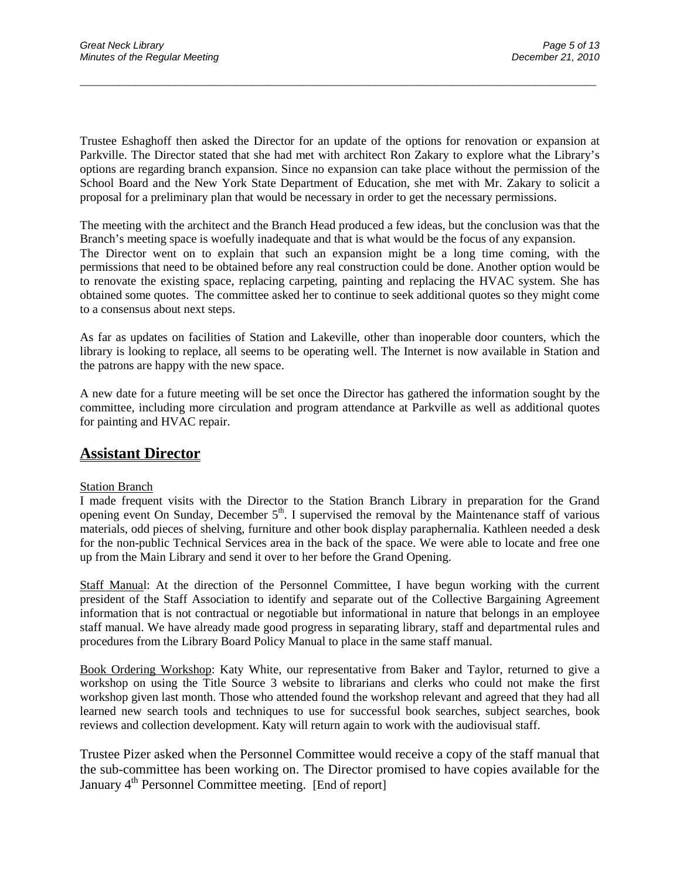Trustee Eshaghoff then asked the Director for an update of the options for renovation or expansion at Parkville. The Director stated that she had met with architect Ron Zakary to explore what the Library's options are regarding branch expansion. Since no expansion can take place without the permission of the School Board and the New York State Department of Education, she met with Mr. Zakary to solicit a proposal for a preliminary plan that would be necessary in order to get the necessary permissions.

The meeting with the architect and the Branch Head produced a few ideas, but the conclusion was that the Branch's meeting space is woefully inadequate and that is what would be the focus of any expansion. The Director went on to explain that such an expansion might be a long time coming, with the permissions that need to be obtained before any real construction could be done. Another option would be to renovate the existing space, replacing carpeting, painting and replacing the HVAC system. She has obtained some quotes. The committee asked her to continue to seek additional quotes so they might come to a consensus about next steps.

As far as updates on facilities of Station and Lakeville, other than inoperable door counters, which the library is looking to replace, all seems to be operating well. The Internet is now available in Station and the patrons are happy with the new space.

A new date for a future meeting will be set once the Director has gathered the information sought by the committee, including more circulation and program attendance at Parkville as well as additional quotes for painting and HVAC repair.

## Assistant Director

Station Branch

I made frequent visits with the Director to the Station Branch Library in preparation for the Grand opening event On Sunday, December 5th. I supervised the removal by the Maintenance staff of various materials, odd pieces of shelving, furniture and other book display paraphernalia. Kathleen needed a desk for the non-public Technical Services area in the back of the space. We were able to locate and free one up from the Main Library and send it over to her before the Grand Opening.

Staff Manual: At the direction of the Personnel Committee, I have begun working with the current president of the Staff Association to identify and separate out of the Collective Bargaining Agreement information that is not contractual or negotiable but informational in nature that belongs in an employee staff manual. We have already made good progress in separating library, staff and departmental rules and procedures from the Library Board Policy Manual to place in the same staff manual.

Book Ordering Workshop: Katy White, our representative from Baker and Taylor, returned to give a workshop on using the Title Source 3 website to librarians and clerks who could not make the first workshop given last month. Those who attended found the workshop relevant and agreed that they had all learned new search tools and techniques to use for successful book searches, subject searches, book reviews and collection development. Katy will return again to work with the audiovisual staff.

Trustee Pizer asked when the Personnel Committee would receive a copy of the staff manual that the sub-committee has been working on. The Director promised to have copies available for the January 4th Personnel Committee meeting. [End of report]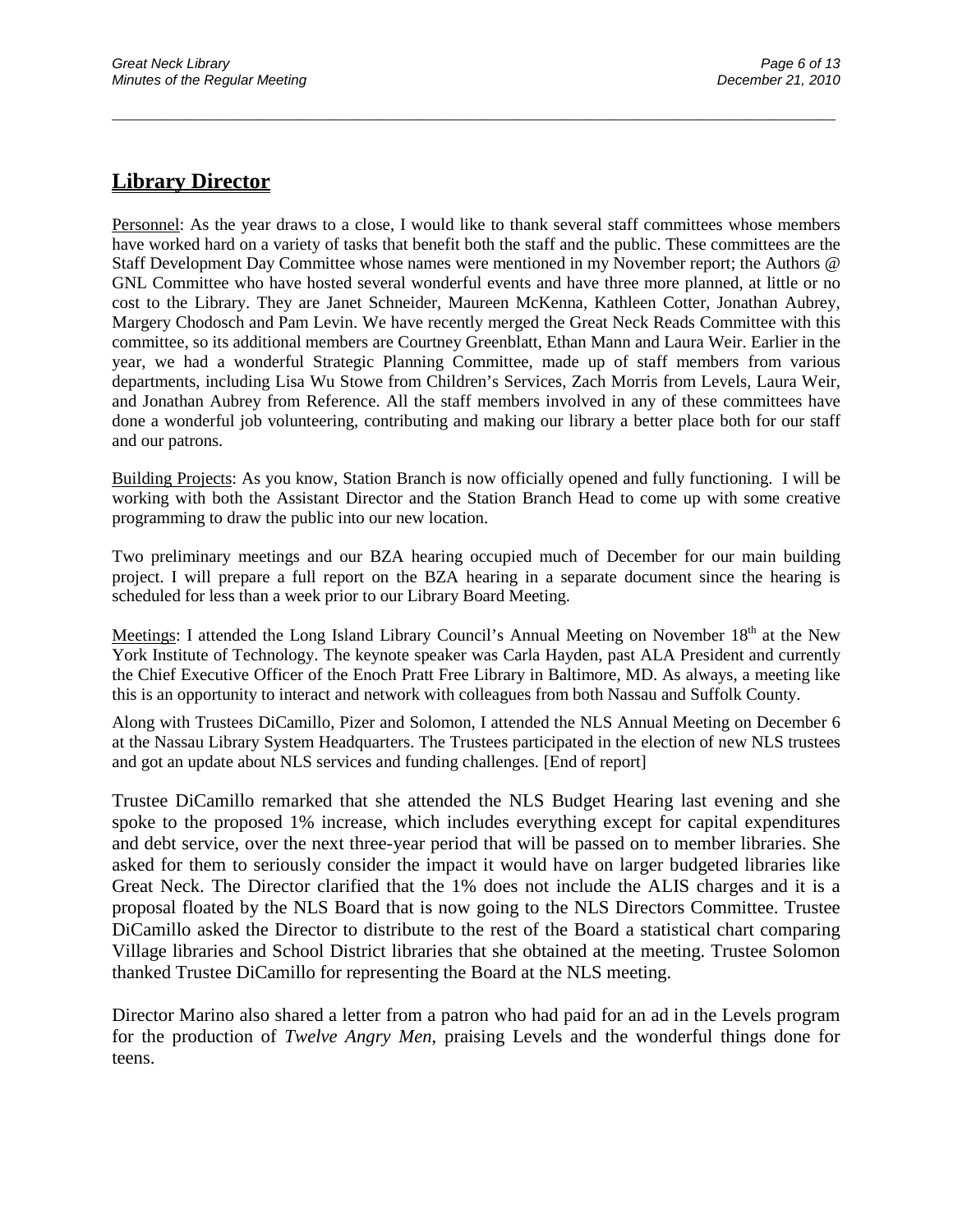## Library Director

Personnel: As the year draws to a close, I would like to thank several staff committees whose members have worked hard on a variety of tasks that benefit both the staff and the public. These committees are the Staff Development Day Committee whose names were mentioned in my November report; the Authors @ GNL Committee who have hosted several wonderful events and have three more planned, at little or no cost to the Library. They are Janet Schneider, Maureen McKenna, Kathleen Cotter, Jonathan Aubrey, Margery Chodosch and Pam Levin. We have recently merged the Great Neck Reads Committee with this committee, so its additional members are Courtney Greenblatt, Ethan Mann and Laura Weir. Earlier in the year, we had a wonderful Strategic Planning Committee, made up of staff members from various departments, including Lisa Wu Stowe from Children's Services, Zach Morris from Levels, Laura Weir, and Jonathan Aubrey from Reference. All the staff members involved in any of these committees have done a wonderful job volunteering, contributing and making our library a better place both for our staff and our patrons.

Building Projects: As you know, Station Branch is now officially opened and fully functioning. I will be working with both the Assistant Director and the Station Branch Head to come up with some creative programming to draw the public into our new location.

Two preliminary meetings and our BZA hearing occupied much of December for our main building project. I will prepare a full report on the BZA hearing in a separate document since the hearing is scheduled for less than a week prior to our Library Board Meeting.

Meetings: I attended the Long Island Library Council's Annual Meeting on November 18th at the New York Institute of Technology. The keynote speaker was Carla Hayden, past ALA President and currently the Chief Executive Officer of the Enoch Pratt Free Library in Baltimore, MD. As always, a meeting like this is an opportunity to interact and network with colleagues from both Nassau and Suffolk County.

Along with Trustees DiCamillo, Pizer and Solomon, I attended the NLS Annual Meeting on December 6 at the Nassau Library System Headquarters. The Trustees participated in the election of new NLS trustees and got an update about NLS services and funding challenges. [End of report]

Trustee DiCamillo remarked that she attended the NLS Budget Hearing last evening and she spoke to the proposed 1% increase, which includes everything except for capital expenditures and debt service, over the next three-year period that will be passed on to member libraries. She asked for them to seriously consider the impact it would have on larger budgeted libraries like Great Neck. The Director clarified that the 1% does not include the ALIS charges and it is a proposal floated by the NLS Board that is now going to the NLS Directors Committee. Trustee DiCamillo asked the Director to distribute to the rest of the Board a statistical chart comparing Village libraries and School District libraries that she obtained at the meeting. Trustee Solomon thanked Trustee DiCamillo for representing the Board at the NLS meeting.

Director Marino also shared a letter from a patron who had paid for an ad in the Levels program for the production of *Twelve Angry Men*, praising Levels and the wonderful things done for teens.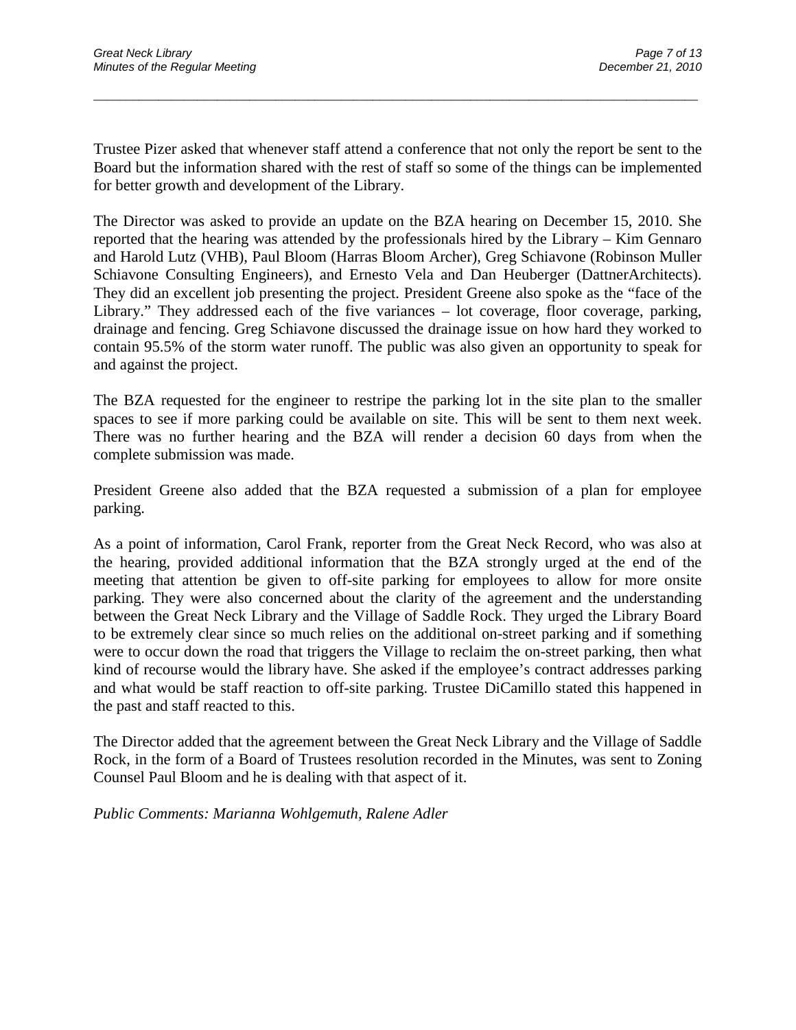Trustee Pizer asked that whenever staff attend a conference that not only the report be sent to the Board but the information shared with the rest of staff so some of the things can be implemented for better growth and development of the Library.

The Director was asked to provide an update on the BZA hearing on December 15, 2010. She reported that the hearing was attended by the professionals hired by the Library – Kim Gennaro and Harold Lutz (VHB), Paul Bloom (Harras Bloom Archer), Greg Schiavone (Robinson Muller Schiavone Consulting Engineers), and Ernesto Vela and Dan Heuberger (DattnerArchitects). They did an excellent job presenting the project. President Greene also spoke as the "face of the Library." They addressed each of the five variances – lot coverage, floor coverage, parking, drainage and fencing. Greg Schiavone discussed the drainage issue on how hard they worked to contain 95.5% of the storm water runoff. The public was also given an opportunity to speak for and against the project.

The BZA requested for the engineer to restripe the parking lot in the site plan to the smaller spaces to see if more parking could be available on site. This will be sent to them next week. There was no further hearing and the BZA will render a decision 60 days from when the complete submission was made.

President Greene also added that the BZA requested a submission of a plan for employee parking.

As a point of information, Carol Frank, reporter from the Great Neck Record, who was also at the hearing, provided additional information that the BZA strongly urged at the end of the meeting that attention be given to off-site parking for employees to allow for more onsite parking. They were also concerned about the clarity of the agreement and the understanding between the Great Neck Library and the Village of Saddle Rock. They urged the Library Board to be extremely clear since so much relies on the additional on-street parking and if something were to occur down the road that triggers the Village to reclaim the on-street parking, then what kind of recourse would the library have. She asked if the employee's contract addresses parking and what would be staff reaction to off-site parking. Trustee DiCamillo stated this happened in the past and staff reacted to this.

The Director added that the agreement between the Great Neck Library and the Village of Saddle Rock, in the form of a Board of Trustees resolution recorded in the Minutes, was sent to Zoning Counsel Paul Bloom and he is dealing with that aspect of it.

*Public Comments: Marianna Wohlgemuth, Ralene Adler*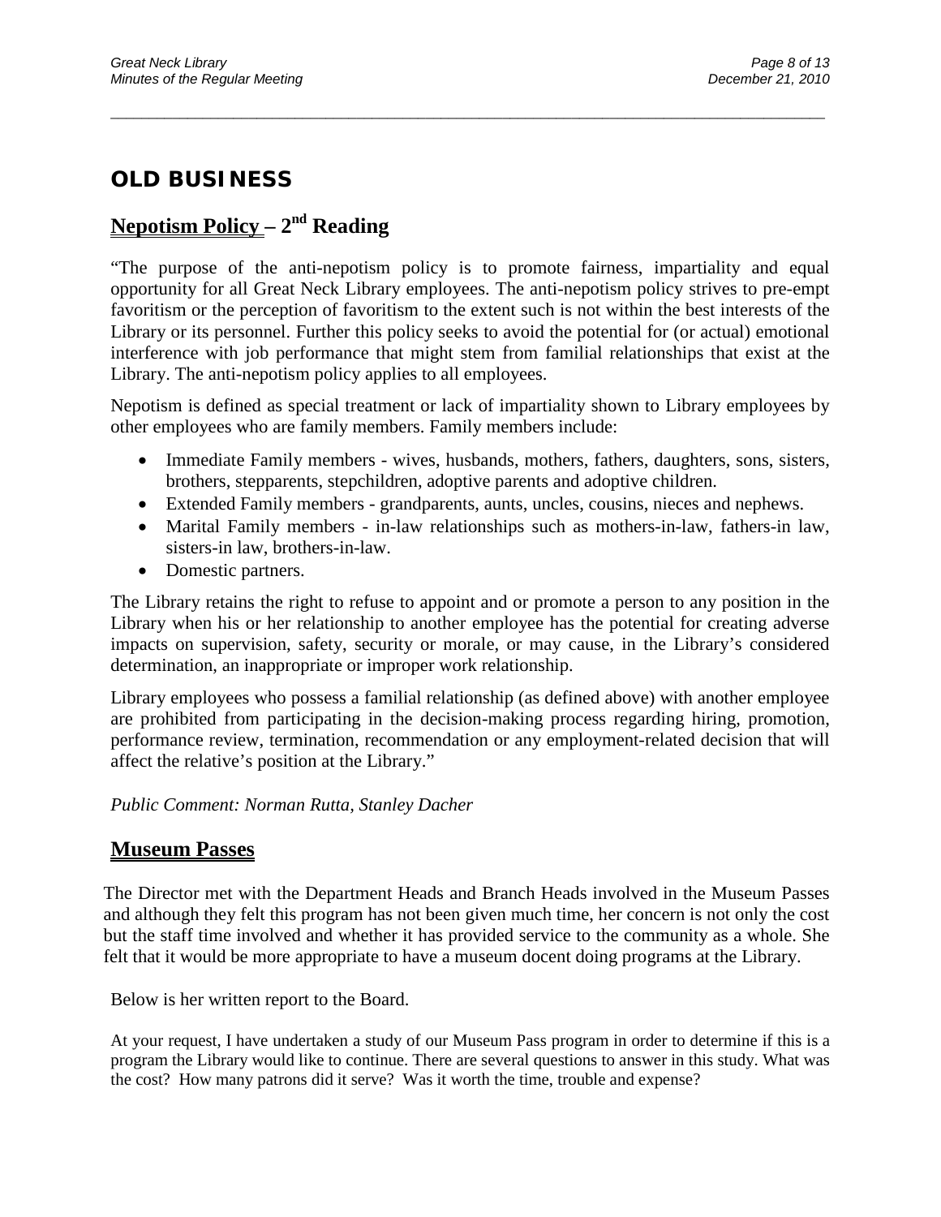## OLD BUSINESS

### Nepotism Policy – 2nd Reading

"The purpose of the anti-nepotism policy is to promote fairness, impartiality and equal opportunity for all Great Neck Library employees. The anti-nepotism policy strives to pre-empt favoritism or the perception of favoritism to the extent such is not within the best interests of the Library or its personnel. Further this policy seeks to avoid the potential for (or actual) emotional interference with job performance that might stem from familial relationships that exist at the Library. The anti-nepotism policy applies to all employees.

Nepotism is defined as special treatment or lack of impartiality shown to Library employees by other employees who are family members. Family members include:

- Immediate Family members - wives, husbands, mothers, fathers, daughters, sons, sisters, brothers, stepparents, stepchildren, adoptive parents and adoptive children.
- Extended Family members - grandparents, aunts, uncles, cousins, nieces and nephews.
- Marital Family members - in-law relationships such as mothers-in-law, fathers-in law, sisters-in law, brothers-in-law.
- Domestic partners.

The Library retains the right to refuse to appoint and or promote a person to any position in the Library when his or her relationship to another employee has the potential for creating adverse impacts on supervision, safety, security or morale, or may cause, in the Library's considered determination, an inappropriate or improper work relationship.

Library employees who possess a familial relationship (as defined above) with another employee are prohibited from participating in the decision-making process regarding hiring, promotion, performance review, termination, recommendation or any employment-related decision that will affect the relative's position at the Library."

*Public Comment: Norman Rutta, Stanley Dacher*

### Museum Passes

The Director met with the Department Heads and Branch Heads involved in the Museum Passes and although they felt this program has not been given much time, her concern is not only the cost but the staff time involved and whether it has provided service to the community as a whole. She felt that it would be more appropriate to have a museum docent doing programs at the Library.

Below is her written report to the Board.

At your request, I have undertaken a study of our Museum Pass program in order to determine if this is a program the Library would like to continue. There are several questions to answer in this study. What was the cost? How many patrons did it serve? Was it worth the time, trouble and expense?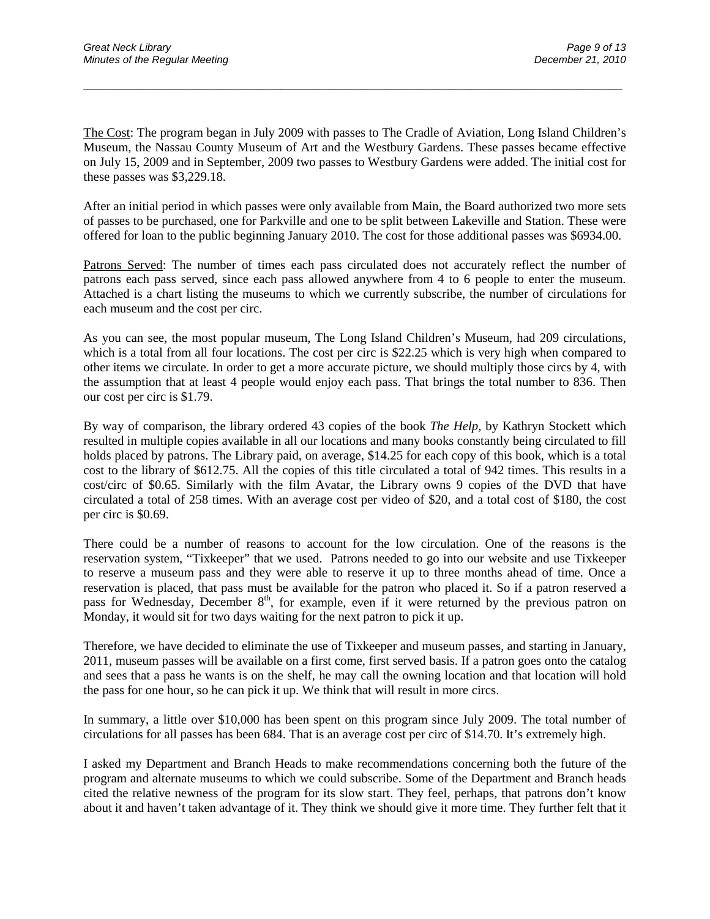<u>The Cost</u>: The program began in July 2009 with passes to The Cradle of Aviation, Long Island Children's Museum, the Nassau County Museum of Art and the Westbury Gardens. These passes became effective on July 15, 2009 and in September, 2009 two passes to Westbury Gardens were added. The initial cost for these passes was $3,229.18.

After an initial period in which passes were only available from Main, the Board authorized two more sets of passes to be purchased, one for Parkville and one to be split between Lakeville and Station. These were offered for loan to the public beginning January 2010. The cost for those additional passes was $6934.00.

<u>Patrons Served</u>: The number of times each pass circulated does not accurately reflect the number of patrons each pass served, since each pass allowed anywhere from 4 to 6 people to enter the museum. Attached is a chart listing the museums to which we currently subscribe, the number of circulations for each museum and the cost per circ.

As you can see, the most popular museum, The Long Island Children's Museum, had 209 circulations, which is a total from all four locations. The cost per circ is $22.25 which is very high when compared to other items we circulate. In order to get a more accurate picture, we should multiply those circs by 4, with the assumption that at least 4 people would enjoy each pass. That brings the total number to 836. Then our cost per circ is $1.79.

By way of comparison, the library ordered 43 copies of the book *The Help*, by Kathryn Stockett which resulted in multiple copies available in all our locations and many books constantly being circulated to fill holds placed by patrons. The Library paid, on average, $14.25 for each copy of this book, which is a total cost to the library of $612.75. All the copies of this title circulated a total of 942 times. This results in a cost/circ of $0.65. Similarly with the film Avatar, the Library owns 9 copies of the DVD that have circulated a total of 258 times. With an average cost per video of $20, and a total cost of $180, the cost per circ is $0.69.

There could be a number of reasons to account for the low circulation. One of the reasons is the reservation system, "Tixkeeper" that we used. Patrons needed to go into our website and use Tixkeeper to reserve a museum pass and they were able to reserve it up to three months ahead of time. Once a reservation is placed, that pass must be available for the patron who placed it. So if a patron reserved a pass for Wednesday, December 8th, for example, even if it were returned by the previous patron on Monday, it would sit for two days waiting for the next patron to pick it up.

Therefore, we have decided to eliminate the use of Tixkeeper and museum passes, and starting in January, 2011, museum passes will be available on a first come, first served basis. If a patron goes onto the catalog and sees that a pass he wants is on the shelf, he may call the owning location and that location will hold the pass for one hour, so he can pick it up. We think that will result in more circs.

In summary, a little over $10,000 has been spent on this program since July 2009. The total number of circulations for all passes has been 684. That is an average cost per circ of $14.70. It's extremely high.

I asked my Department and Branch Heads to make recommendations concerning both the future of the program and alternate museums to which we could subscribe. Some of the Department and Branch heads cited the relative newness of the program for its slow start. They feel, perhaps, that patrons don't know about it and haven't taken advantage of it. They think we should give it more time. They further felt that it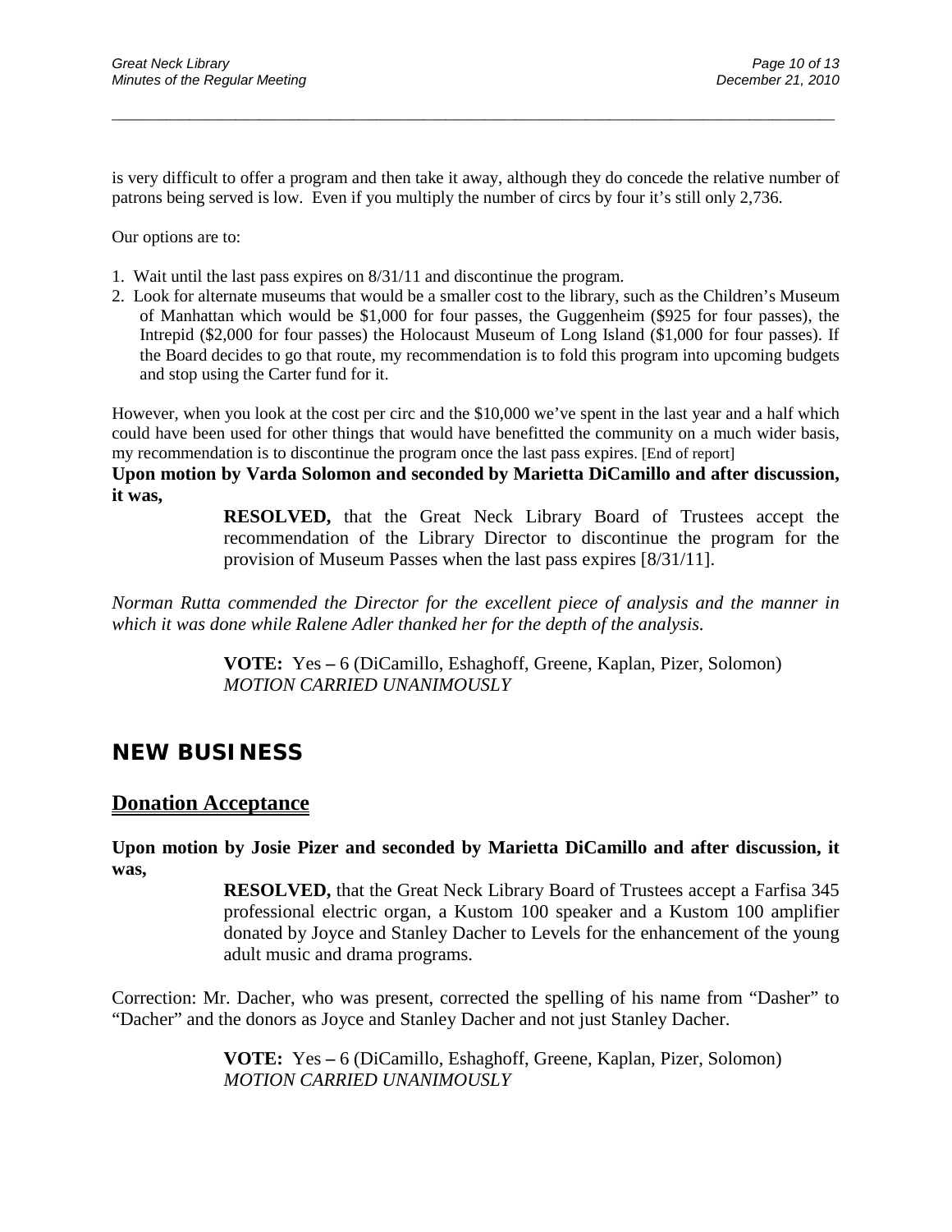is very difficult to offer a program and then take it away, although they do concede the relative number of patrons being served is low. Even if you multiply the number of circs by four it's still only 2,736.

Our options are to:

1. Wait until the last pass expires on 8/31/11 and discontinue the program.
2. Look for alternate museums that would be a smaller cost to the library, such as the Children's Museum of Manhattan which would be $1,000 for four passes, the Guggenheim ($925 for four passes), the Intrepid ($2,000 for four passes) the Holocaust Museum of Long Island ($1,000 for four passes). If the Board decides to go that route, my recommendation is to fold this program into upcoming budgets and stop using the Carter fund for it.

However, when you look at the cost per circ and the $10,000 we've spent in the last year and a half which could have been used for other things that would have benefitted the community on a much wider basis, my recommendation is to discontinue the program once the last pass expires. [End of report]

**Upon motion by Varda Solomon and seconded by Marietta DiCamillo and after discussion, it was,**

> **RESOLVED,** that the Great Neck Library Board of Trustees accept the recommendation of the Library Director to discontinue the program for the provision of Museum Passes when the last pass expires [8/31/11].

*Norman Rutta commended the Director for the excellent piece of analysis and the manner in which it was done while Ralene Adler thanked her for the depth of the analysis.*

> **VOTE:** Yes – 6 (DiCamillo, Eshaghoff, Greene, Kaplan, Pizer, Solomon)
> *MOTION CARRIED UNANIMOUSLY*

## NEW BUSINESS

### Donation Acceptance

**Upon motion by Josie Pizer and seconded by Marietta DiCamillo and after discussion, it was,**

> **RESOLVED,** that the Great Neck Library Board of Trustees accept a Farfisa 345 professional electric organ, a Kustom 100 speaker and a Kustom 100 amplifier donated by Joyce and Stanley Dacher to Levels for the enhancement of the young adult music and drama programs.

Correction: Mr. Dacher, who was present, corrected the spelling of his name from "Dasher" to "Dacher" and the donors as Joyce and Stanley Dacher and not just Stanley Dacher.

> **VOTE:** Yes – 6 (DiCamillo, Eshaghoff, Greene, Kaplan, Pizer, Solomon)
> *MOTION CARRIED UNANIMOUSLY*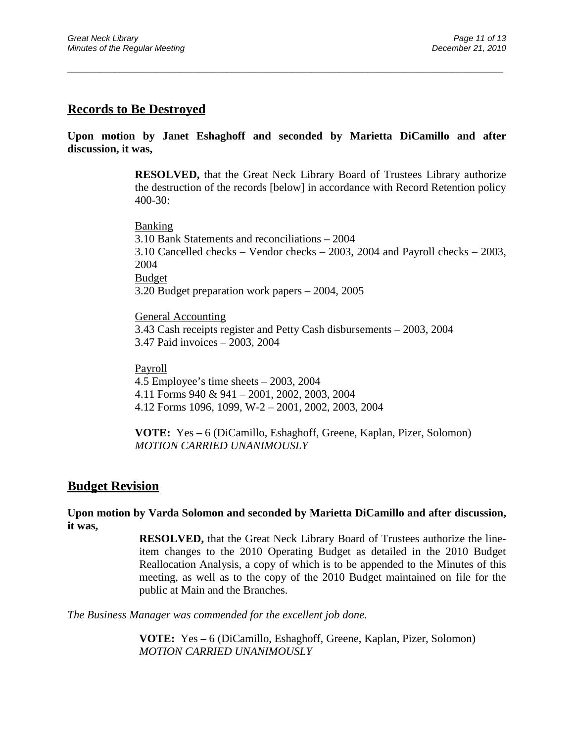## Records to Be Destroyed

**Upon motion by Janet Eshaghoff and seconded by Marietta DiCamillo and after discussion, it was,**

> **RESOLVED,** that the Great Neck Library Board of Trustees Library authorize the destruction of the records [below] in accordance with Record Retention policy 400-30:
>
> Banking
> 3.10 Bank Statements and reconciliations – 2004
> 3.10 Cancelled checks – Vendor checks – 2003, 2004 and Payroll checks – 2003, 2004
> Budget
> 3.20 Budget preparation work papers – 2004, 2005
>
> General Accounting
> 3.43 Cash receipts register and Petty Cash disbursements – 2003, 2004
> 3.47 Paid invoices – 2003, 2004
>
> Payroll
> 4.5 Employee's time sheets – 2003, 2004
> 4.11 Forms 940 & 941 – 2001, 2002, 2003, 2004
> 4.12 Forms 1096, 1099, W-2 – 2001, 2002, 2003, 2004
>
> **VOTE:** Yes **–** 6 (DiCamillo, Eshaghoff, Greene, Kaplan, Pizer, Solomon)
> *MOTION CARRIED UNANIMOUSLY*

## Budget Revision

**Upon motion by Varda Solomon and seconded by Marietta DiCamillo and after discussion, it was,**

> **RESOLVED,** that the Great Neck Library Board of Trustees authorize the line-item changes to the 2010 Operating Budget as detailed in the 2010 Budget Reallocation Analysis, a copy of which is to be appended to the Minutes of this meeting, as well as to the copy of the 2010 Budget maintained on file for the public at Main and the Branches.

*The Business Manager was commended for the excellent job done.*

> **VOTE:** Yes **–** 6 (DiCamillo, Eshaghoff, Greene, Kaplan, Pizer, Solomon)
> *MOTION CARRIED UNANIMOUSLY*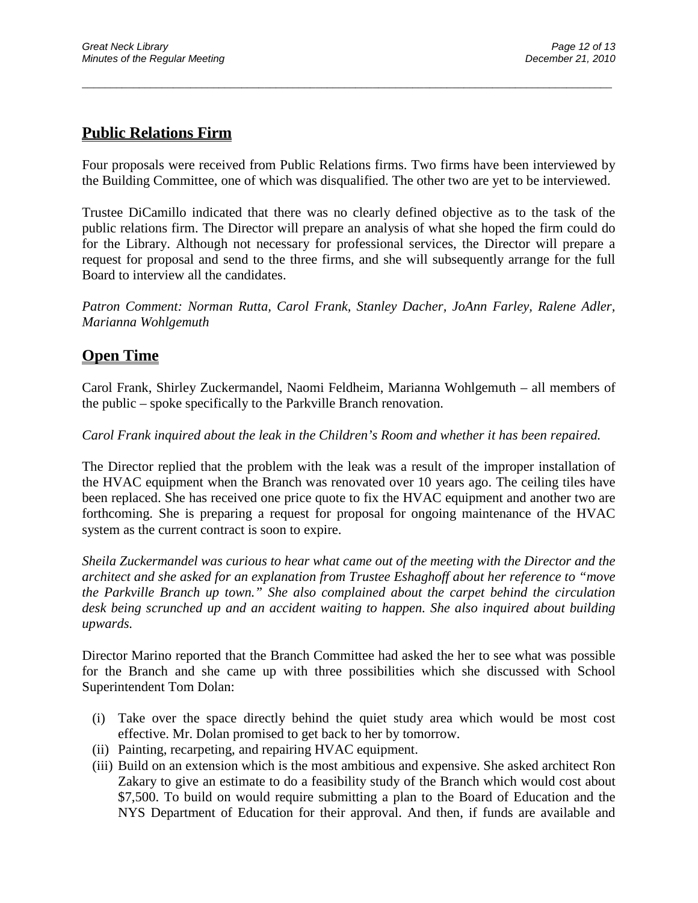## Public Relations Firm

Four proposals were received from Public Relations firms. Two firms have been interviewed by the Building Committee, one of which was disqualified. The other two are yet to be interviewed.

Trustee DiCamillo indicated that there was no clearly defined objective as to the task of the public relations firm. The Director will prepare an analysis of what she hoped the firm could do for the Library. Although not necessary for professional services, the Director will prepare a request for proposal and send to the three firms, and she will subsequently arrange for the full Board to interview all the candidates.

*Patron Comment: Norman Rutta, Carol Frank, Stanley Dacher, JoAnn Farley, Ralene Adler, Marianna Wohlgemuth*

## Open Time

Carol Frank, Shirley Zuckermandel, Naomi Feldheim, Marianna Wohlgemuth – all members of the public – spoke specifically to the Parkville Branch renovation.

*Carol Frank inquired about the leak in the Children's Room and whether it has been repaired.*

The Director replied that the problem with the leak was a result of the improper installation of the HVAC equipment when the Branch was renovated over 10 years ago. The ceiling tiles have been replaced. She has received one price quote to fix the HVAC equipment and another two are forthcoming. She is preparing a request for proposal for ongoing maintenance of the HVAC system as the current contract is soon to expire.

*Sheila Zuckermandel was curious to hear what came out of the meeting with the Director and the architect and she asked for an explanation from Trustee Eshaghoff about her reference to "move the Parkville Branch up town." She also complained about the carpet behind the circulation desk being scrunched up and an accident waiting to happen. She also inquired about building upwards.*

Director Marino reported that the Branch Committee had asked the her to see what was possible for the Branch and she came up with three possibilities which she discussed with School Superintendent Tom Dolan:

(i) Take over the space directly behind the quiet study area which would be most cost effective. Mr. Dolan promised to get back to her by tomorrow.
(ii) Painting, recarpeting, and repairing HVAC equipment.
(iii) Build on an extension which is the most ambitious and expensive. She asked architect Ron Zakary to give an estimate to do a feasibility study of the Branch which would cost about $7,500. To build on would require submitting a plan to the Board of Education and the NYS Department of Education for their approval. And then, if funds are available and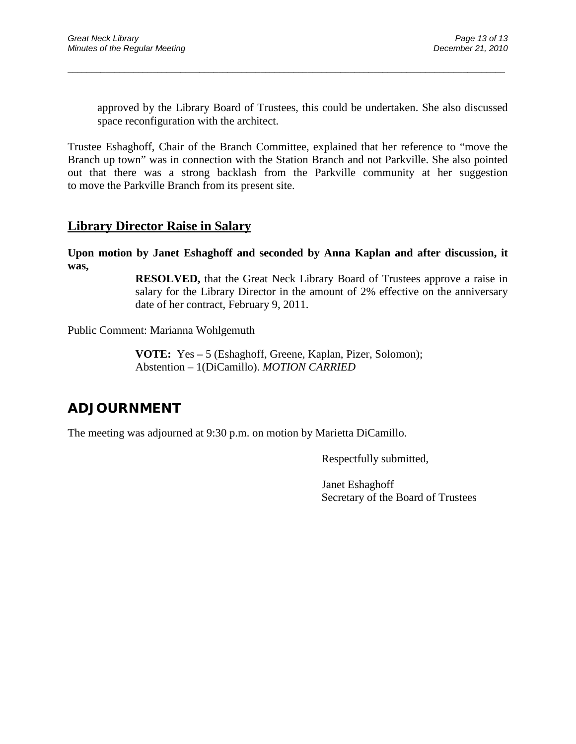approved by the Library Board of Trustees, this could be undertaken. She also discussed space reconfiguration with the architect.

Trustee Eshaghoff, Chair of the Branch Committee, explained that her reference to "move the Branch up town" was in connection with the Station Branch and not Parkville. She also pointed out that there was a strong backlash from the Parkville community at her suggestion to move the Parkville Branch from its present site.

## Library Director Raise in Salary

**Upon motion by Janet Eshaghoff and seconded by Anna Kaplan and after discussion, it was,**

> **RESOLVED,** that the Great Neck Library Board of Trustees approve a raise in salary for the Library Director in the amount of 2% effective on the anniversary date of her contract, February 9, 2011.

Public Comment: Marianna Wohlgemuth

> **VOTE:** Yes **–** 5 (Eshaghoff, Greene, Kaplan, Pizer, Solomon); Abstention – 1(DiCamillo). *MOTION CARRIED*

## ADJOURNMENT

The meeting was adjourned at 9:30 p.m. on motion by Marietta DiCamillo.

Respectfully submitted,

Janet Eshaghoff
Secretary of the Board of Trustees